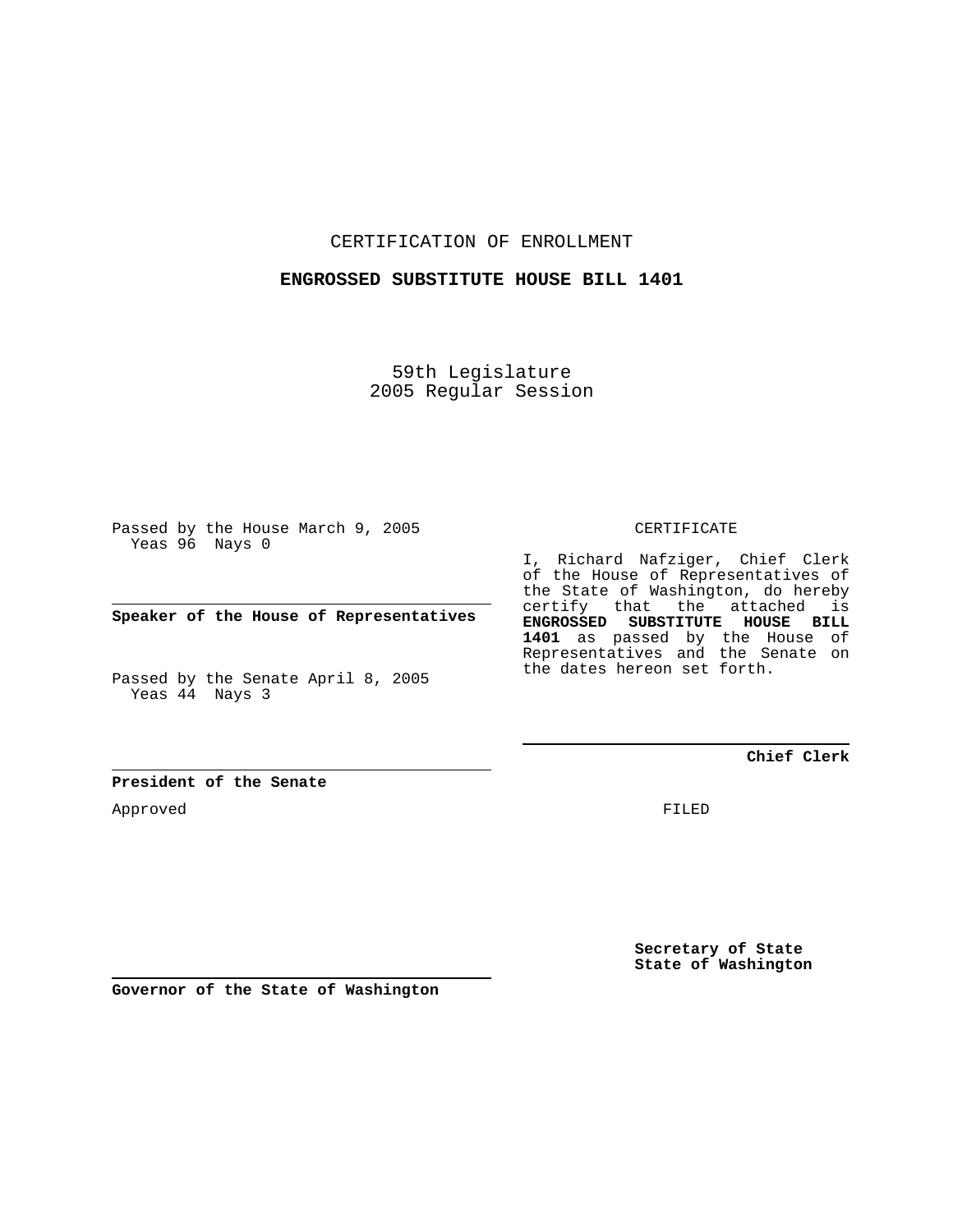CERTIFICATION OF ENROLLMENT

**ENGROSSED SUBSTITUTE HOUSE BILL 1401**

59th Legislature
2005 Regular Session

Passed by the House March 9, 2005
Yeas 96 Nays 0

**Speaker of the House of Representatives**

Passed by the Senate April 8, 2005
Yeas 44 Nays 3

**President of the Senate**

Approved

**Governor of the State of Washington**

CERTIFICATE

I, Richard Nafziger, Chief Clerk of the House of Representatives of the State of Washington, do hereby certify that the attached is **ENGROSSED SUBSTITUTE HOUSE BILL 1401** as passed by the House of Representatives and the Senate on the dates hereon set forth.

**Chief Clerk**

FILED

**Secretary of State**
**State of Washington**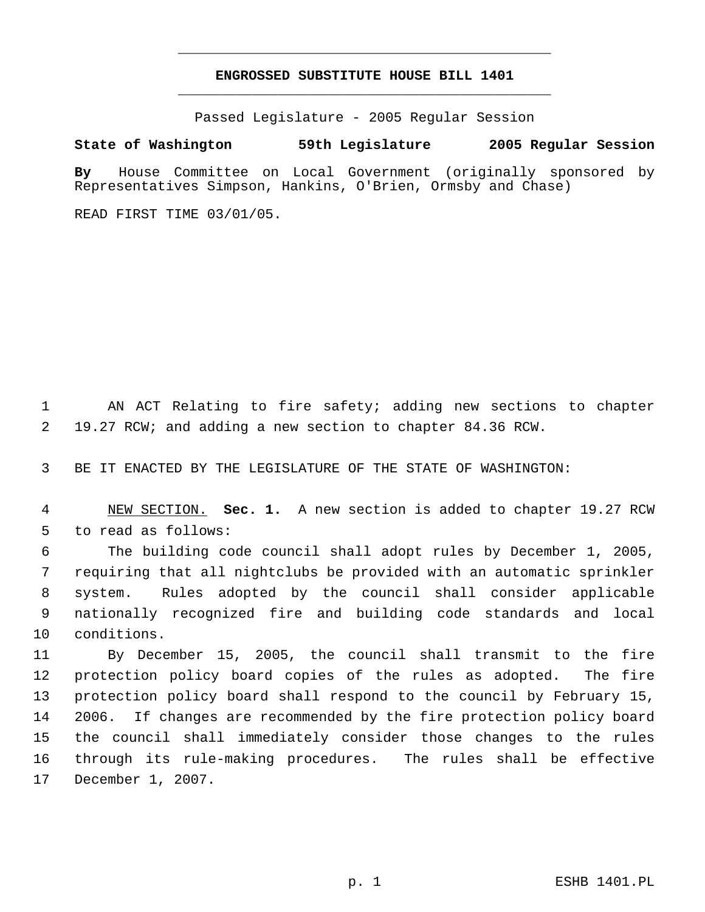# ENGROSSED SUBSTITUTE HOUSE BILL 1401

Passed Legislature - 2005 Regular Session

**State of Washington 59th Legislature 2005 Regular Session**

**By** House Committee on Local Government (originally sponsored by Representatives Simpson, Hankins, O'Brien, Ormsby and Chase)

READ FIRST TIME 03/01/05.

1 AN ACT Relating to fire safety; adding new sections to chapter
2 19.27 RCW; and adding a new section to chapter 84.36 RCW.

3 BE IT ENACTED BY THE LEGISLATURE OF THE STATE OF WASHINGTON:

4 NEW SECTION. **Sec. 1.** A new section is added to chapter 19.27 RCW
5 to read as follows:
6 The building code council shall adopt rules by December 1, 2005,
7 requiring that all nightclubs be provided with an automatic sprinkler
8 system. Rules adopted by the council shall consider applicable
9 nationally recognized fire and building code standards and local
10 conditions.
11 By December 15, 2005, the council shall transmit to the fire
12 protection policy board copies of the rules as adopted. The fire
13 protection policy board shall respond to the council by February 15,
14 2006. If changes are recommended by the fire protection policy board
15 the council shall immediately consider those changes to the rules
16 through its rule-making procedures. The rules shall be effective
17 December 1, 2007.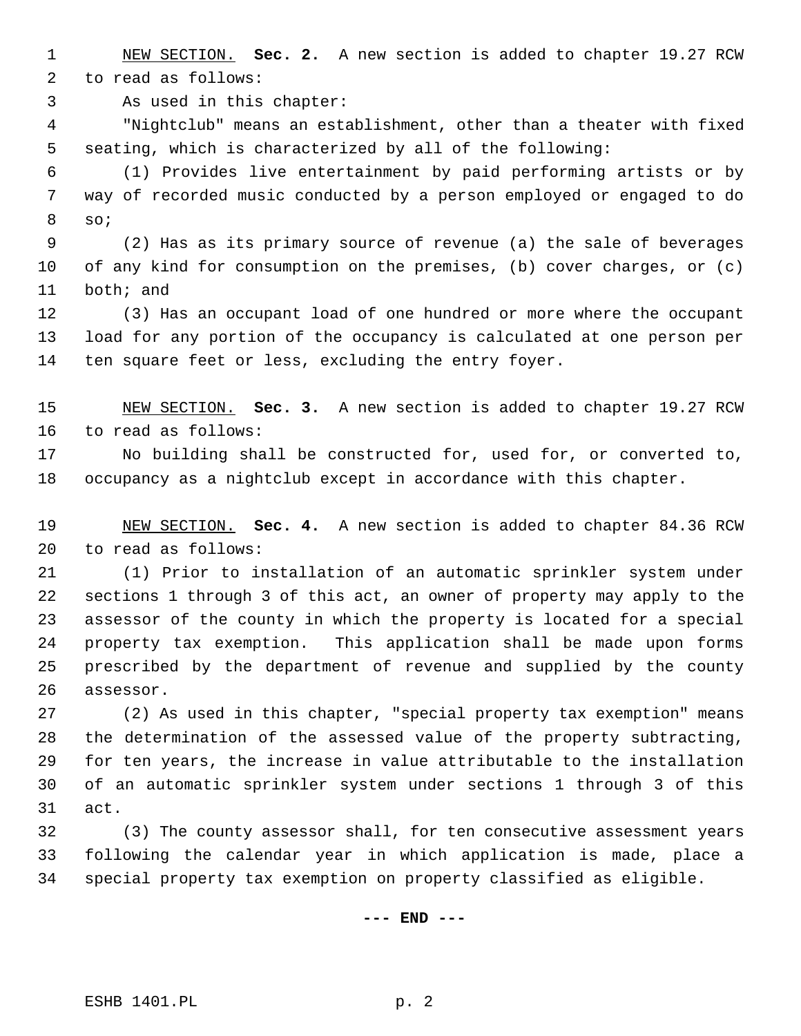NEW SECTION. **Sec. 2.** A new section is added to chapter 19.27 RCW to read as follows:

As used in this chapter:

"Nightclub" means an establishment, other than a theater with fixed seating, which is characterized by all of the following:

(1) Provides live entertainment by paid performing artists or by way of recorded music conducted by a person employed or engaged to do so;

(2) Has as its primary source of revenue (a) the sale of beverages of any kind for consumption on the premises, (b) cover charges, or (c) both; and

(3) Has an occupant load of one hundred or more where the occupant load for any portion of the occupancy is calculated at one person per ten square feet or less, excluding the entry foyer.

NEW SECTION. **Sec. 3.** A new section is added to chapter 19.27 RCW to read as follows:

No building shall be constructed for, used for, or converted to, occupancy as a nightclub except in accordance with this chapter.

NEW SECTION. **Sec. 4.** A new section is added to chapter 84.36 RCW to read as follows:

(1) Prior to installation of an automatic sprinkler system under sections 1 through 3 of this act, an owner of property may apply to the assessor of the county in which the property is located for a special property tax exemption. This application shall be made upon forms prescribed by the department of revenue and supplied by the county assessor.

(2) As used in this chapter, "special property tax exemption" means the determination of the assessed value of the property subtracting, for ten years, the increase in value attributable to the installation of an automatic sprinkler system under sections 1 through 3 of this act.

(3) The county assessor shall, for ten consecutive assessment years following the calendar year in which application is made, place a special property tax exemption on property classified as eligible.

**--- END ---**